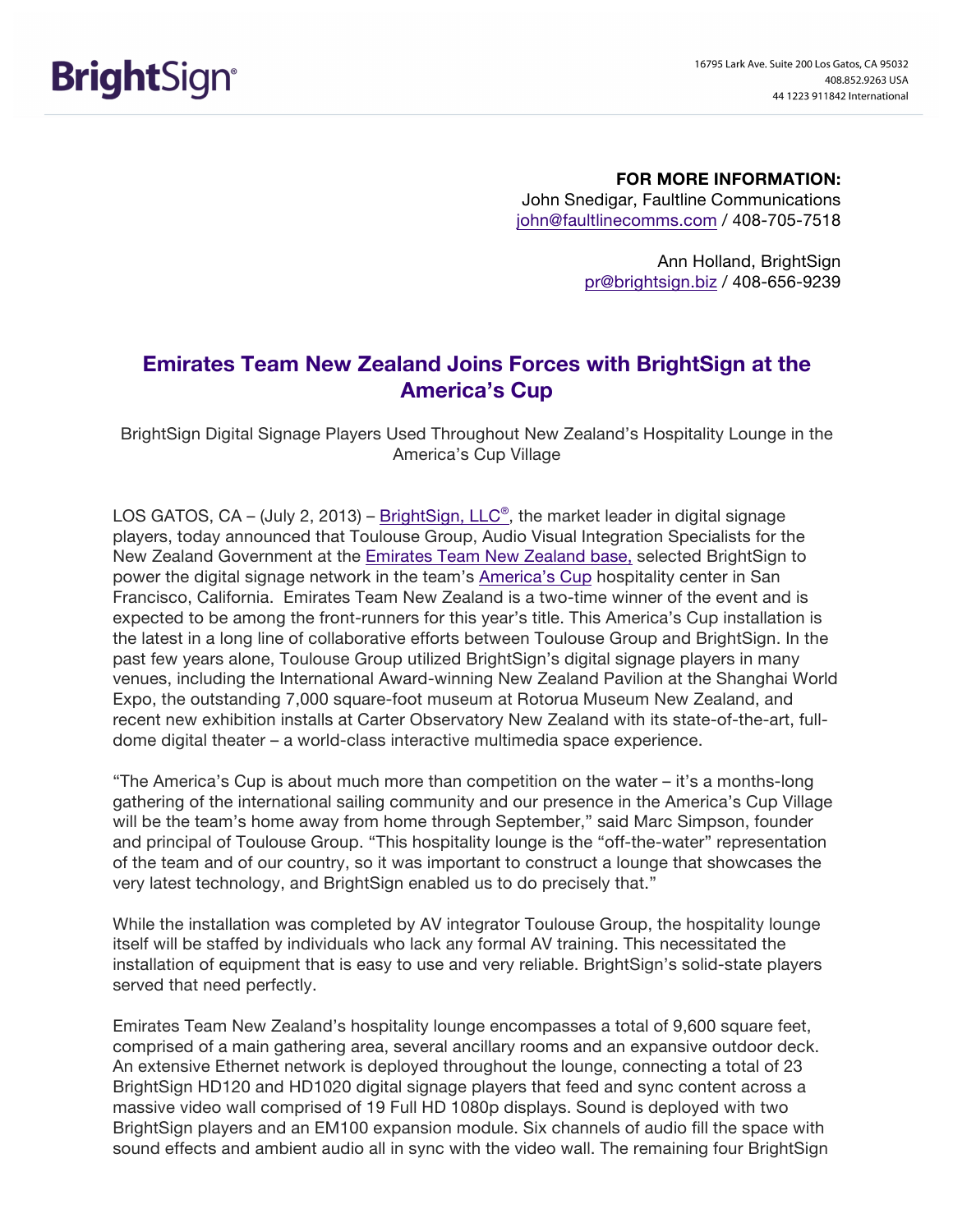BrightSign®

16795 Lark Ave. Suite 200 Los Gatos, CA 95032
408.852.9263 USA
44 1223 911842 International

**FOR MORE INFORMATION:**
John Snedigar, Faultline Communications
john@faultlinecomms.com / 408-705-7518

Ann Holland, BrightSign
pr@brightsign.biz / 408-656-9239

# Emirates Team New Zealand Joins Forces with BrightSign at the America's Cup

BrightSign Digital Signage Players Used Throughout New Zealand's Hospitality Lounge in the America's Cup Village

LOS GATOS, CA – (July 2, 2013) – BrightSign, LLC®, the market leader in digital signage players, today announced that Toulouse Group, Audio Visual Integration Specialists for the New Zealand Government at the Emirates Team New Zealand base, selected BrightSign to power the digital signage network in the team's America's Cup hospitality center in San Francisco, California. Emirates Team New Zealand is a two-time winner of the event and is expected to be among the front-runners for this year's title. This America's Cup installation is the latest in a long line of collaborative efforts between Toulouse Group and BrightSign. In the past few years alone, Toulouse Group utilized BrightSign's digital signage players in many venues, including the International Award-winning New Zealand Pavilion at the Shanghai World Expo, the outstanding 7,000 square-foot museum at Rotorua Museum New Zealand, and recent new exhibition installs at Carter Observatory New Zealand with its state-of-the-art, full-dome digital theater – a world-class interactive multimedia space experience.

"The America's Cup is about much more than competition on the water – it's a months-long gathering of the international sailing community and our presence in the America's Cup Village will be the team's home away from home through September," said Marc Simpson, founder and principal of Toulouse Group. "This hospitality lounge is the "off-the-water" representation of the team and of our country, so it was important to construct a lounge that showcases the very latest technology, and BrightSign enabled us to do precisely that."

While the installation was completed by AV integrator Toulouse Group, the hospitality lounge itself will be staffed by individuals who lack any formal AV training. This necessitated the installation of equipment that is easy to use and very reliable. BrightSign's solid-state players served that need perfectly.

Emirates Team New Zealand's hospitality lounge encompasses a total of 9,600 square feet, comprised of a main gathering area, several ancillary rooms and an expansive outdoor deck. An extensive Ethernet network is deployed throughout the lounge, connecting a total of 23 BrightSign HD120 and HD1020 digital signage players that feed and sync content across a massive video wall comprised of 19 Full HD 1080p displays. Sound is deployed with two BrightSign players and an EM100 expansion module. Six channels of audio fill the space with sound effects and ambient audio all in sync with the video wall. The remaining four BrightSign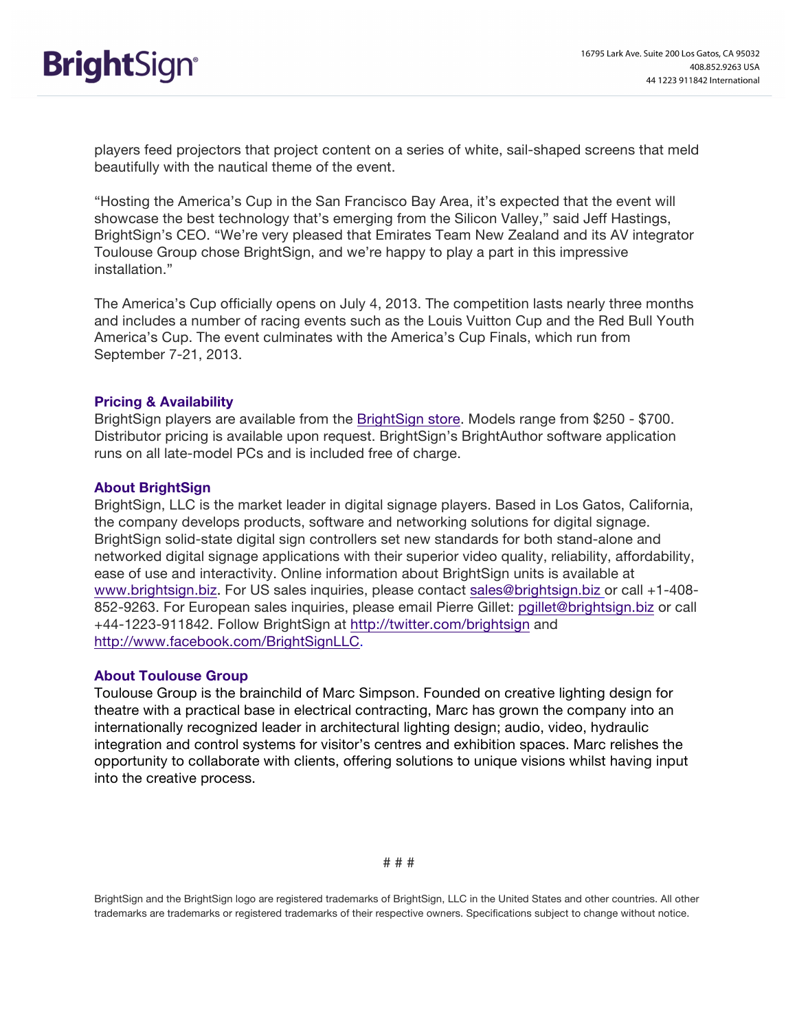players feed projectors that project content on a series of white, sail-shaped screens that meld beautifully with the nautical theme of the event.

"Hosting the America's Cup in the San Francisco Bay Area, it's expected that the event will showcase the best technology that's emerging from the Silicon Valley," said Jeff Hastings, BrightSign's CEO. "We're very pleased that Emirates Team New Zealand and its AV integrator Toulouse Group chose BrightSign, and we're happy to play a part in this impressive installation."

The America's Cup officially opens on July 4, 2013. The competition lasts nearly three months and includes a number of racing events such as the Louis Vuitton Cup and the Red Bull Youth America's Cup. The event culminates with the America's Cup Finals, which run from September 7-21, 2013.

### Pricing & Availability

BrightSign players are available from the BrightSign store. Models range from $250 - $700. Distributor pricing is available upon request. BrightSign's BrightAuthor software application runs on all late-model PCs and is included free of charge.

### About BrightSign

BrightSign, LLC is the market leader in digital signage players. Based in Los Gatos, California, the company develops products, software and networking solutions for digital signage. BrightSign solid-state digital sign controllers set new standards for both stand-alone and networked digital signage applications with their superior video quality, reliability, affordability, ease of use and interactivity. Online information about BrightSign units is available at www.brightsign.biz. For US sales inquiries, please contact sales@brightsign.biz or call +1-408-852-9263. For European sales inquiries, please email Pierre Gillet: pgillet@brightsign.biz or call +44-1223-911842. Follow BrightSign at http://twitter.com/brightsign and http://www.facebook.com/BrightSignLLC.

### About Toulouse Group

Toulouse Group is the brainchild of Marc Simpson. Founded on creative lighting design for theatre with a practical base in electrical contracting, Marc has grown the company into an internationally recognized leader in architectural lighting design; audio, video, hydraulic integration and control systems for visitor's centres and exhibition spaces. Marc relishes the opportunity to collaborate with clients, offering solutions to unique visions whilst having input into the creative process.

# # #

BrightSign and the BrightSign logo are registered trademarks of BrightSign, LLC in the United States and other countries. All other trademarks are trademarks or registered trademarks of their respective owners. Specifications subject to change without notice.